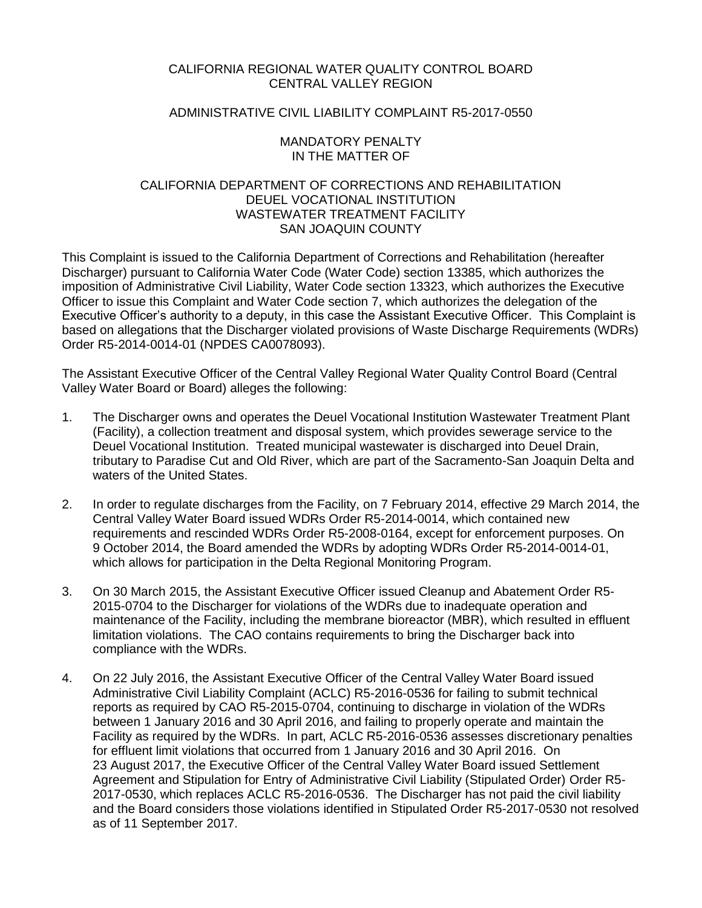CALIFORNIA REGIONAL WATER QUALITY CONTROL BOARD
CENTRAL VALLEY REGION

ADMINISTRATIVE CIVIL LIABILITY COMPLAINT R5-2017-0550

MANDATORY PENALTY
IN THE MATTER OF

CALIFORNIA DEPARTMENT OF CORRECTIONS AND REHABILITATION
DEUEL VOCATIONAL INSTITUTION
WASTEWATER TREATMENT FACILITY
SAN JOAQUIN COUNTY

This Complaint is issued to the California Department of Corrections and Rehabilitation (hereafter Discharger) pursuant to California Water Code (Water Code) section 13385, which authorizes the imposition of Administrative Civil Liability, Water Code section 13323, which authorizes the Executive Officer to issue this Complaint and Water Code section 7, which authorizes the delegation of the Executive Officer's authority to a deputy, in this case the Assistant Executive Officer. This Complaint is based on allegations that the Discharger violated provisions of Waste Discharge Requirements (WDRs) Order R5-2014-0014-01 (NPDES CA0078093).

The Assistant Executive Officer of the Central Valley Regional Water Quality Control Board (Central Valley Water Board or Board) alleges the following:

1. The Discharger owns and operates the Deuel Vocational Institution Wastewater Treatment Plant (Facility), a collection treatment and disposal system, which provides sewerage service to the Deuel Vocational Institution. Treated municipal wastewater is discharged into Deuel Drain, tributary to Paradise Cut and Old River, which are part of the Sacramento-San Joaquin Delta and waters of the United States.

2. In order to regulate discharges from the Facility, on 7 February 2014, effective 29 March 2014, the Central Valley Water Board issued WDRs Order R5-2014-0014, which contained new requirements and rescinded WDRs Order R5-2008-0164, except for enforcement purposes. On 9 October 2014, the Board amended the WDRs by adopting WDRs Order R5-2014-0014-01, which allows for participation in the Delta Regional Monitoring Program.

3. On 30 March 2015, the Assistant Executive Officer issued Cleanup and Abatement Order R5-2015-0704 to the Discharger for violations of the WDRs due to inadequate operation and maintenance of the Facility, including the membrane bioreactor (MBR), which resulted in effluent limitation violations. The CAO contains requirements to bring the Discharger back into compliance with the WDRs.

4. On 22 July 2016, the Assistant Executive Officer of the Central Valley Water Board issued Administrative Civil Liability Complaint (ACLC) R5-2016-0536 for failing to submit technical reports as required by CAO R5-2015-0704, continuing to discharge in violation of the WDRs between 1 January 2016 and 30 April 2016, and failing to properly operate and maintain the Facility as required by the WDRs. In part, ACLC R5-2016-0536 assesses discretionary penalties for effluent limit violations that occurred from 1 January 2016 and 30 April 2016. On 23 August 2017, the Executive Officer of the Central Valley Water Board issued Settlement Agreement and Stipulation for Entry of Administrative Civil Liability (Stipulated Order) Order R5-2017-0530, which replaces ACLC R5-2016-0536. The Discharger has not paid the civil liability and the Board considers those violations identified in Stipulated Order R5-2017-0530 not resolved as of 11 September 2017.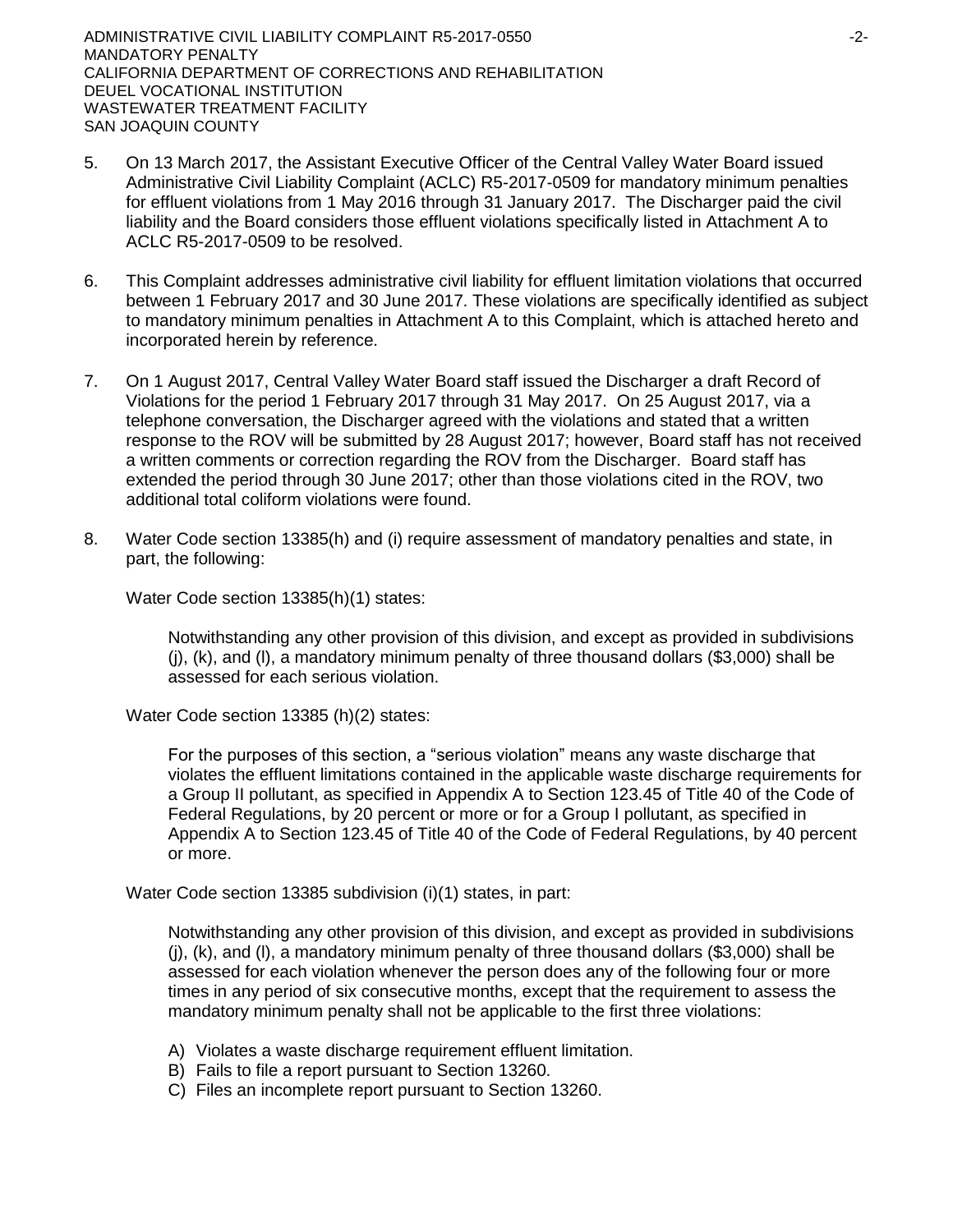5. On 13 March 2017, the Assistant Executive Officer of the Central Valley Water Board issued Administrative Civil Liability Complaint (ACLC) R5-2017-0509 for mandatory minimum penalties for effluent violations from 1 May 2016 through 31 January 2017. The Discharger paid the civil liability and the Board considers those effluent violations specifically listed in Attachment A to ACLC R5-2017-0509 to be resolved.

6. This Complaint addresses administrative civil liability for effluent limitation violations that occurred between 1 February 2017 and 30 June 2017. These violations are specifically identified as subject to mandatory minimum penalties in Attachment A to this Complaint, which is attached hereto and incorporated herein by reference.

7. On 1 August 2017, Central Valley Water Board staff issued the Discharger a draft Record of Violations for the period 1 February 2017 through 31 May 2017. On 25 August 2017, via a telephone conversation, the Discharger agreed with the violations and stated that a written response to the ROV will be submitted by 28 August 2017; however, Board staff has not received a written comments or correction regarding the ROV from the Discharger. Board staff has extended the period through 30 June 2017; other than those violations cited in the ROV, two additional total coliform violations were found.

8. Water Code section 13385(h) and (i) require assessment of mandatory penalties and state, in part, the following:

   Water Code section 13385(h)(1) states:

   > Notwithstanding any other provision of this division, and except as provided in subdivisions (j), (k), and (l), a mandatory minimum penalty of three thousand dollars ($3,000) shall be assessed for each serious violation.

   Water Code section 13385 (h)(2) states:

   > For the purposes of this section, a "serious violation" means any waste discharge that violates the effluent limitations contained in the applicable waste discharge requirements for a Group II pollutant, as specified in Appendix A to Section 123.45 of Title 40 of the Code of Federal Regulations, by 20 percent or more or for a Group I pollutant, as specified in Appendix A to Section 123.45 of Title 40 of the Code of Federal Regulations, by 40 percent or more.

   Water Code section 13385 subdivision (i)(1) states, in part:

   > Notwithstanding any other provision of this division, and except as provided in subdivisions (j), (k), and (l), a mandatory minimum penalty of three thousand dollars ($3,000) shall be assessed for each violation whenever the person does any of the following four or more times in any period of six consecutive months, except that the requirement to assess the mandatory minimum penalty shall not be applicable to the first three violations:
   >
   > A) Violates a waste discharge requirement effluent limitation.
   > B) Fails to file a report pursuant to Section 13260.
   > C) Files an incomplete report pursuant to Section 13260.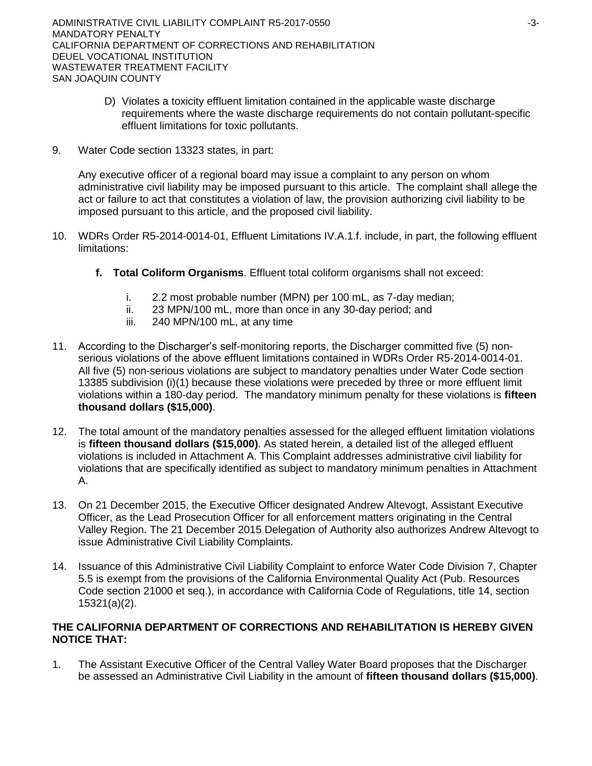D) Violates a toxicity effluent limitation contained in the applicable waste discharge requirements where the waste discharge requirements do not contain pollutant-specific effluent limitations for toxic pollutants.

9. Water Code section 13323 states, in part:

   Any executive officer of a regional board may issue a complaint to any person on whom administrative civil liability may be imposed pursuant to this article. The complaint shall allege the act or failure to act that constitutes a violation of law, the provision authorizing civil liability to be imposed pursuant to this article, and the proposed civil liability.

10. WDRs Order R5-2014-0014-01, Effluent Limitations IV.A.1.f. include, in part, the following effluent limitations:

    **f. Total Coliform Organisms**. Effluent total coliform organisms shall not exceed:

    i. 2.2 most probable number (MPN) per 100 mL, as 7-day median;
    ii. 23 MPN/100 mL, more than once in any 30-day period; and
    iii. 240 MPN/100 mL, at any time

11. According to the Discharger's self-monitoring reports, the Discharger committed five (5) non-serious violations of the above effluent limitations contained in WDRs Order R5-2014-0014-01. All five (5) non-serious violations are subject to mandatory penalties under Water Code section 13385 subdivision (i)(1) because these violations were preceded by three or more effluent limit violations within a 180-day period. The mandatory minimum penalty for these violations is **fifteen thousand dollars ($15,000)**.

12. The total amount of the mandatory penalties assessed for the alleged effluent limitation violations is **fifteen thousand dollars ($15,000)**. As stated herein, a detailed list of the alleged effluent violations is included in Attachment A. This Complaint addresses administrative civil liability for violations that are specifically identified as subject to mandatory minimum penalties in Attachment A.

13. On 21 December 2015, the Executive Officer designated Andrew Altevogt, Assistant Executive Officer, as the Lead Prosecution Officer for all enforcement matters originating in the Central Valley Region. The 21 December 2015 Delegation of Authority also authorizes Andrew Altevogt to issue Administrative Civil Liability Complaints.

14. Issuance of this Administrative Civil Liability Complaint to enforce Water Code Division 7, Chapter 5.5 is exempt from the provisions of the California Environmental Quality Act (Pub. Resources Code section 21000 et seq.), in accordance with California Code of Regulations, title 14, section 15321(a)(2).

**THE CALIFORNIA DEPARTMENT OF CORRECTIONS AND REHABILITATION IS HEREBY GIVEN NOTICE THAT:**

1. The Assistant Executive Officer of the Central Valley Water Board proposes that the Discharger be assessed an Administrative Civil Liability in the amount of **fifteen thousand dollars ($15,000)**.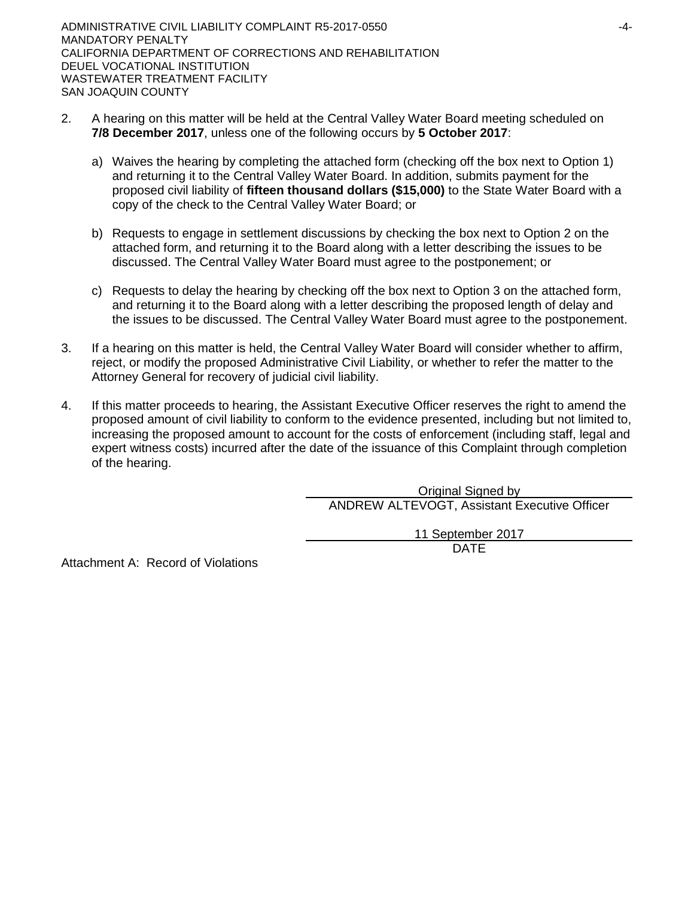2. A hearing on this matter will be held at the Central Valley Water Board meeting scheduled on **7/8 December 2017**, unless one of the following occurs by **5 October 2017**:

   a) Waives the hearing by completing the attached form (checking off the box next to Option 1) and returning it to the Central Valley Water Board. In addition, submits payment for the proposed civil liability of **fifteen thousand dollars ($15,000)** to the State Water Board with a copy of the check to the Central Valley Water Board; or

   b) Requests to engage in settlement discussions by checking the box next to Option 2 on the attached form, and returning it to the Board along with a letter describing the issues to be discussed. The Central Valley Water Board must agree to the postponement; or

   c) Requests to delay the hearing by checking off the box next to Option 3 on the attached form, and returning it to the Board along with a letter describing the proposed length of delay and the issues to be discussed. The Central Valley Water Board must agree to the postponement.

3. If a hearing on this matter is held, the Central Valley Water Board will consider whether to affirm, reject, or modify the proposed Administrative Civil Liability, or whether to refer the matter to the Attorney General for recovery of judicial civil liability.

4. If this matter proceeds to hearing, the Assistant Executive Officer reserves the right to amend the proposed amount of civil liability to conform to the evidence presented, including but not limited to, increasing the proposed amount to account for the costs of enforcement (including staff, legal and expert witness costs) incurred after the date of the issuance of this Complaint through completion of the hearing.

Original Signed by
ANDREW ALTEVOGT, Assistant Executive Officer

11 September 2017
DATE

Attachment A: Record of Violations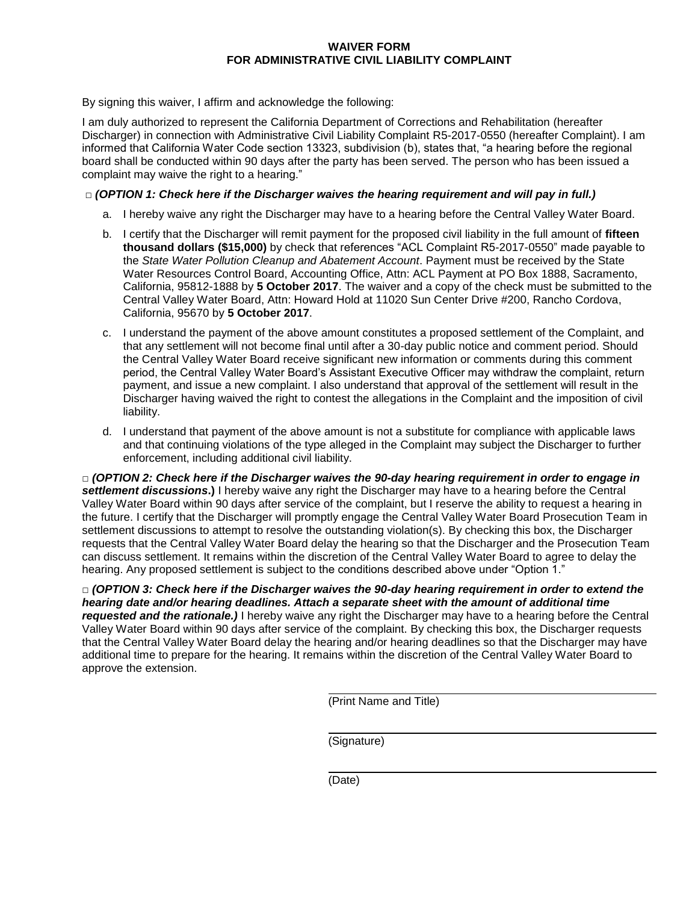# WAIVER FORM
# FOR ADMINISTRATIVE CIVIL LIABILITY COMPLAINT

By signing this waiver, I affirm and acknowledge the following:

I am duly authorized to represent the California Department of Corrections and Rehabilitation (hereafter Discharger) in connection with Administrative Civil Liability Complaint R5-2017-0550 (hereafter Complaint). I am informed that California Water Code section 13323, subdivision (b), states that, "a hearing before the regional board shall be conducted within 90 days after the party has been served. The person who has been issued a complaint may waive the right to a hearing."

□ ***(OPTION 1: Check here if the Discharger waives the hearing requirement and will pay in full.)***

a. I hereby waive any right the Discharger may have to a hearing before the Central Valley Water Board.

b. I certify that the Discharger will remit payment for the proposed civil liability in the full amount of **fifteen thousand dollars ($15,000)** by check that references "ACL Complaint R5-2017-0550" made payable to the *State Water Pollution Cleanup and Abatement Account*. Payment must be received by the State Water Resources Control Board, Accounting Office, Attn: ACL Payment at PO Box 1888, Sacramento, California, 95812-1888 by **5 October 2017**. The waiver and a copy of the check must be submitted to the Central Valley Water Board, Attn: Howard Hold at 11020 Sun Center Drive #200, Rancho Cordova, California, 95670 by **5 October 2017**.

c. I understand the payment of the above amount constitutes a proposed settlement of the Complaint, and that any settlement will not become final until after a 30-day public notice and comment period. Should the Central Valley Water Board receive significant new information or comments during this comment period, the Central Valley Water Board's Assistant Executive Officer may withdraw the complaint, return payment, and issue a new complaint. I also understand that approval of the settlement will result in the Discharger having waived the right to contest the allegations in the Complaint and the imposition of civil liability.

d. I understand that payment of the above amount is not a substitute for compliance with applicable laws and that continuing violations of the type alleged in the Complaint may subject the Discharger to further enforcement, including additional civil liability.

□ ***(OPTION 2: Check here if the Discharger waives the 90-day hearing requirement in order to engage in settlement discussions.)*** I hereby waive any right the Discharger may have to a hearing before the Central Valley Water Board within 90 days after service of the complaint, but I reserve the ability to request a hearing in the future. I certify that the Discharger will promptly engage the Central Valley Water Board Prosecution Team in settlement discussions to attempt to resolve the outstanding violation(s). By checking this box, the Discharger requests that the Central Valley Water Board delay the hearing so that the Discharger and the Prosecution Team can discuss settlement. It remains within the discretion of the Central Valley Water Board to agree to delay the hearing. Any proposed settlement is subject to the conditions described above under "Option 1."

□ ***(OPTION 3: Check here if the Discharger waives the 90-day hearing requirement in order to extend the hearing date and/or hearing deadlines. Attach a separate sheet with the amount of additional time requested and the rationale.)*** I hereby waive any right the Discharger may have to a hearing before the Central Valley Water Board within 90 days after service of the complaint. By checking this box, the Discharger requests that the Central Valley Water Board delay the hearing and/or hearing deadlines so that the Discharger may have additional time to prepare for the hearing. It remains within the discretion of the Central Valley Water Board to approve the extension.

_______________________________
(Print Name and Title)

_______________________________
(Signature)

_______________________________
(Date)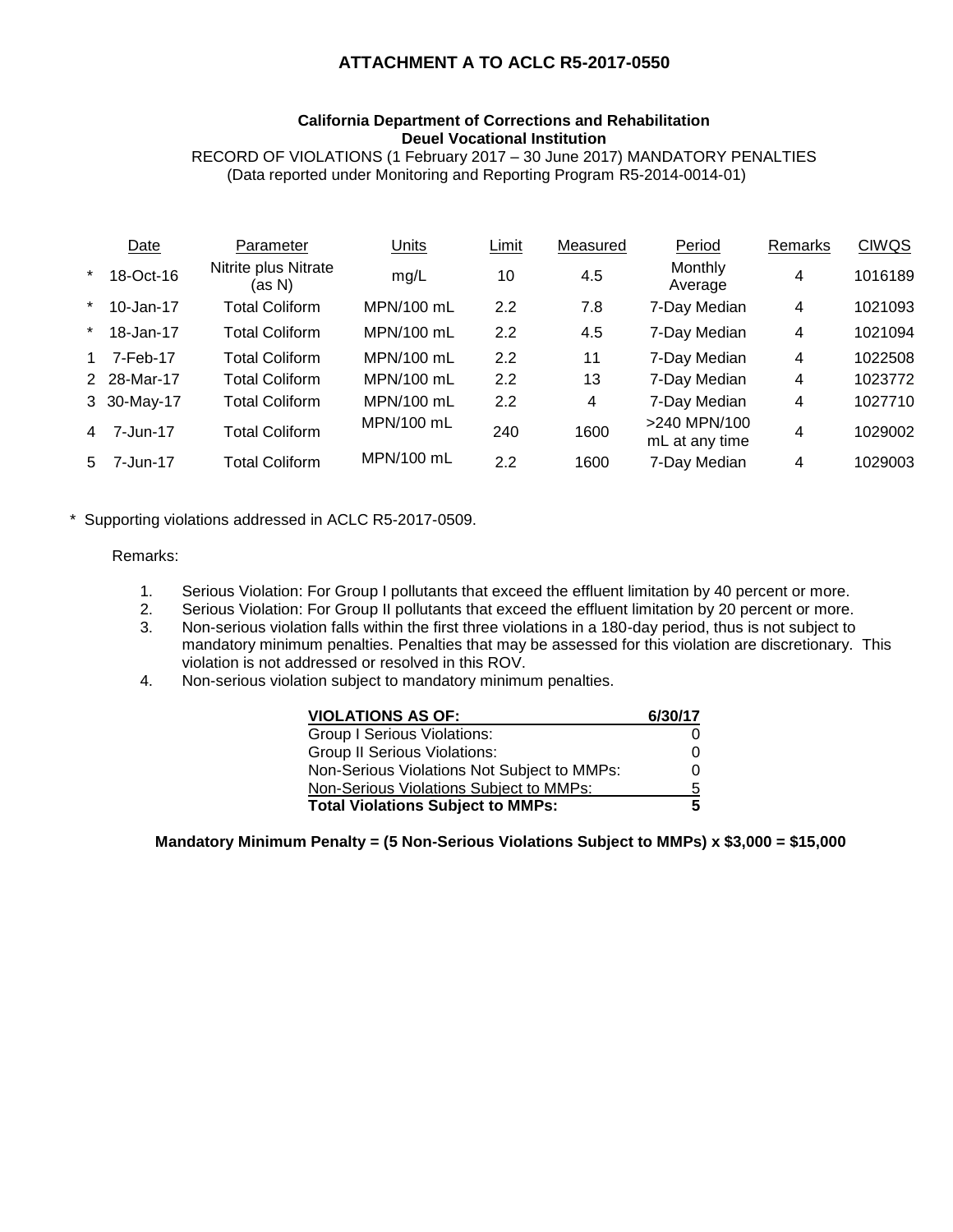## ATTACHMENT A TO ACLC R5-2017-0550

**California Department of Corrections and Rehabilitation**
**Deuel Vocational Institution**
RECORD OF VIOLATIONS (1 February 2017 – 30 June 2017) MANDATORY PENALTIES
(Data reported under Monitoring and Reporting Program R5-2014-0014-01)

| | Date | Parameter | Units | Limit | Measured | Period | Remarks | CIWQS |
|---|---|---|---|---|---|---|---|---|
| * | 18-Oct-16 | Nitrite plus Nitrate (as N) | mg/L | 10 | 4.5 | Monthly Average | 4 | 1016189 |
| * | 10-Jan-17 | Total Coliform | MPN/100 mL | 2.2 | 7.8 | 7-Day Median | 4 | 1021093 |
| * | 18-Jan-17 | Total Coliform | MPN/100 mL | 2.2 | 4.5 | 7-Day Median | 4 | 1021094 |
| 1 | 7-Feb-17 | Total Coliform | MPN/100 mL | 2.2 | 11 | 7-Day Median | 4 | 1022508 |
| 2 | 28-Mar-17 | Total Coliform | MPN/100 mL | 2.2 | 13 | 7-Day Median | 4 | 1023772 |
| 3 | 30-May-17 | Total Coliform | MPN/100 mL | 2.2 | 4 | 7-Day Median | 4 | 1027710 |
| 4 | 7-Jun-17 | Total Coliform | MPN/100 mL | 240 | 1600 | >240 MPN/100 mL at any time | 4 | 1029002 |
| 5 | 7-Jun-17 | Total Coliform | MPN/100 mL | 2.2 | 1600 | 7-Day Median | 4 | 1029003 |

\* Supporting violations addressed in ACLC R5-2017-0509.

Remarks:

1. Serious Violation: For Group I pollutants that exceed the effluent limitation by 40 percent or more.
2. Serious Violation: For Group II pollutants that exceed the effluent limitation by 20 percent or more.
3. Non-serious violation falls within the first three violations in a 180-day period, thus is not subject to mandatory minimum penalties. Penalties that may be assessed for this violation are discretionary. This violation is not addressed or resolved in this ROV.
4. Non-serious violation subject to mandatory minimum penalties.

| VIOLATIONS AS OF: | 6/30/17 |
|---|---|
| Group I Serious Violations: | 0 |
| Group II Serious Violations: | 0 |
| Non-Serious Violations Not Subject to MMPs: | 0 |
| Non-Serious Violations Subject to MMPs: | 5 |
| **Total Violations Subject to MMPs:** | **5** |

**Mandatory Minimum Penalty = (5 Non-Serious Violations Subject to MMPs) x $3,000 = $15,000**